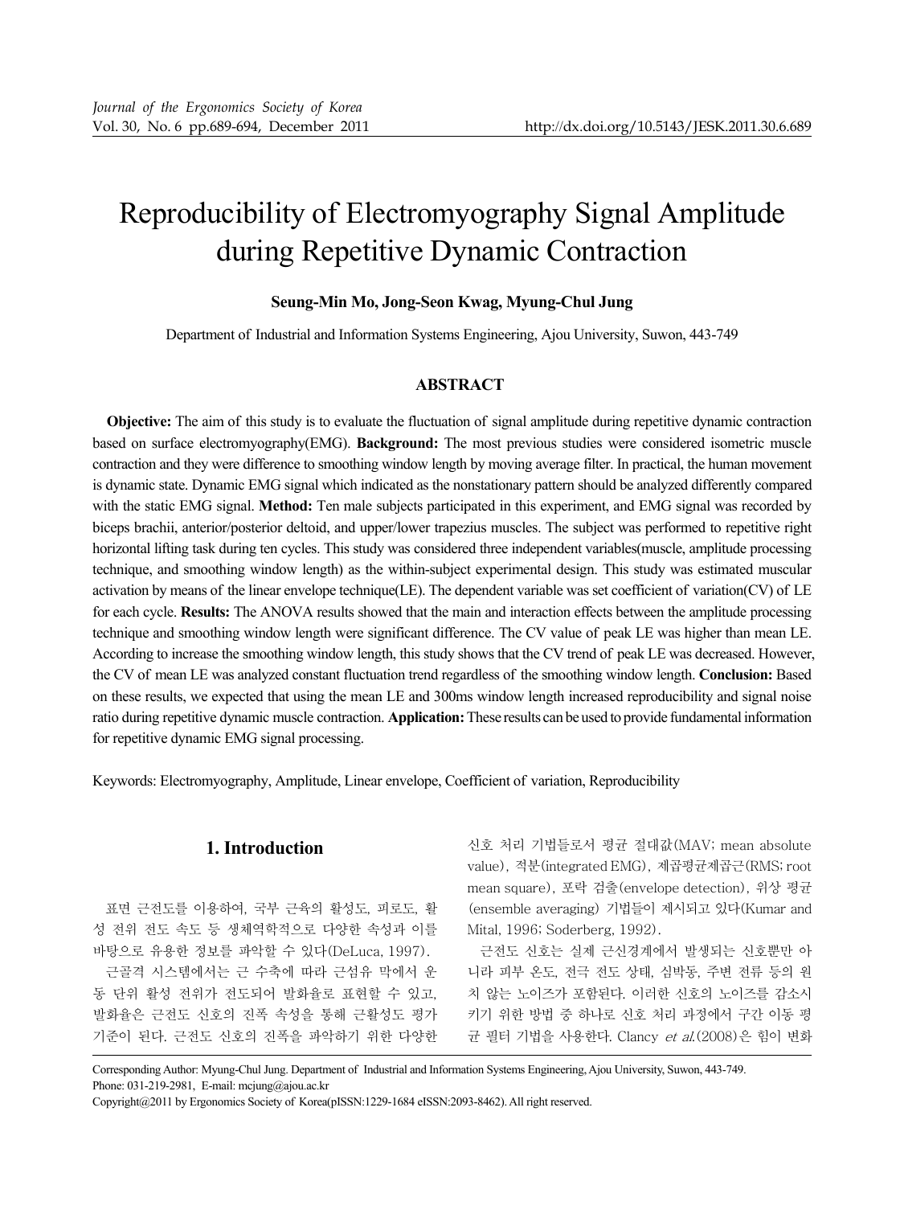# Reproducibility of Electromyography Signal Amplitude during Repetitive Dynamic Contraction

**Seung-Min Mo, Jong-Seon Kwag, Myung-Chul Jung**

Department of Industrial and Information Systems Engineering, Ajou University, Suwon, 443-749

## ABSTRACT

**Objective:** The aim of this study is to evaluate the fluctuation of signal amplitude during repetitive dynamic contraction based on surface electromyography(EMG). **Background:** The most previous studies were considered isometric muscle contraction and they were difference to smoothing window length by moving average filter. In practical, the human movement is dynamic state. Dynamic EMG signal which indicated as the nonstationary pattern should be analyzed differently compared with the static EMG signal. **Method:** Ten male subjects participated in this experiment, and EMG signal was recorded by biceps brachii, anterior/posterior deltoid, and upper/lower trapezius muscles. The subject was performed to repetitive right horizontal lifting task during ten cycles. This study was considered three independent variables(muscle, amplitude processing technique, and smoothing window length) as the within-subject experimental design. This study was estimated muscular activation by means of the linear envelope technique(LE). The dependent variable was set coefficient of variation(CV) of LE for each cycle. **Results:** The ANOVA results showed that the main and interaction effects between the amplitude processing technique and smoothing window length were significant difference. The CV value of peak LE was higher than mean LE. According to increase the smoothing window length, this study shows that the CV trend of peak LE was decreased. However, the CV of mean LE was analyzed constant fluctuation trend regardless of the smoothing window length. **Conclusion:** Based on these results, we expected that using the mean LE and 300ms window length increased reproducibility and signal noise ratio during repetitive dynamic muscle contraction. **Application:** These results can be used to provide fundamental information for repetitive dynamic EMG signal processing.

Keywords: Electromyography, Amplitude, Linear envelope, Coefficient of variation, Reproducibility

## 1. Introduction

표면 근전도를 이용하여, 국부 근육의 활성도, 피로도, 활성 전위 전도 속도 등 생체역학적으로 다양한 속성과 이를 바탕으로 유용한 정보를 파악할 수 있다(DeLuca, 1997).

근골격 시스템에서는 근 수축에 따라 근섬유 막에서 운동 단위 활성 전위가 전도되어 발화율로 표현할 수 있고, 발화율은 근전도 신호의 진폭 속성을 통해 근활성도 평가 기준이 된다. 근전도 신호의 진폭을 파악하기 위한 다양한 신호 처리 기법들로서 평균 절대값(MAV; mean absolute value), 적분(integrated EMG), 제곱평균제곱근(RMS; root mean square), 포락 검출(envelope detection), 위상 평균(ensemble averaging) 기법들이 제시되고 있다(Kumar and Mital, 1996; Soderberg, 1992).

근전도 신호는 실제 근신경계에서 발생되는 신호뿐만 아니라 피부 온도, 전극 전도 상태, 심박동, 주변 전류 등의 원치 않는 노이즈가 포함된다. 이러한 신호의 노이즈를 감소시키기 위한 방법 중 하나로 신호 처리 과정에서 구간 이동 평균 필터 기법을 사용한다. Clancy *et al.*(2008)은 힘이 변화

Corresponding Author: Myung-Chul Jung. Department of Industrial and Information Systems Engineering, Ajou University, Suwon, 443-749. Phone: 031-219-2981, E-mail: mcjung@ajou.ac.kr

Copyright@2011 by Ergonomics Society of Korea(pISSN:1229-1684 eISSN:2093-8462). All right reserved.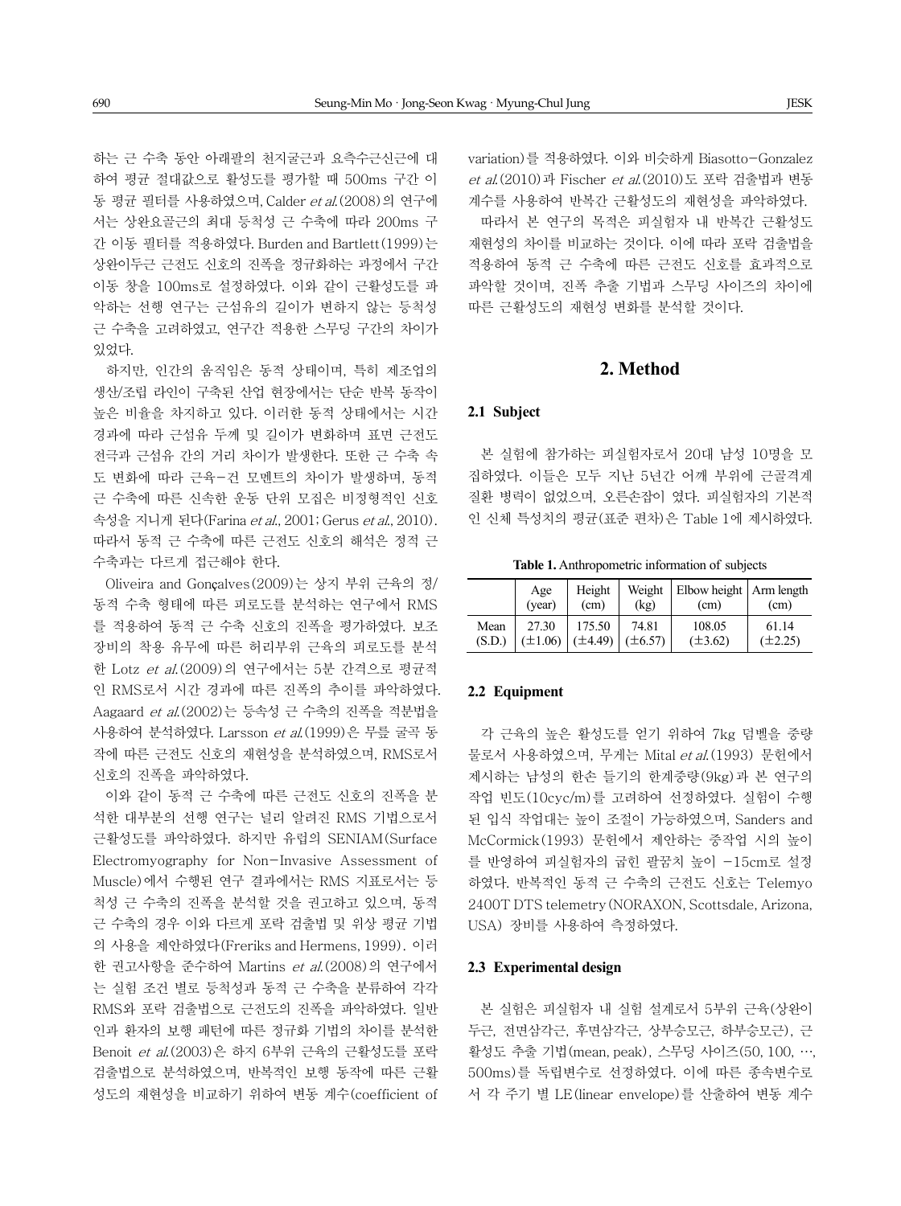하는 근 수축 동안 아래팔의 천지굴근과 요측수근신근에 대하여 평균 절대값으로 활성도를 평가할 때 500ms 구간 이동 평균 필터를 사용하였으며, Calder *et al.*(2008)의 연구에서는 상완요골근의 최대 등척성 근 수축에 따라 200ms 구간 이동 필터를 적용하였다. Burden and Bartlett(1999)는 상완이두근 근전도 신호의 진폭을 정규화하는 과정에서 구간 이동 창을 100ms로 설정하였다. 이와 같이 근활성도를 파악하는 선행 연구는 근섬유의 길이가 변하지 않는 등척성 근 수축을 고려하였고, 연구간 적용한 스무딩 구간의 차이가 있었다.

하지만, 인간의 움직임은 동적 상태이며, 특히 제조업의 생산/조립 라인이 구축된 산업 현장에서는 단순 반복 동작이 높은 비율을 차지하고 있다. 이러한 동적 상태에서는 시간 경과에 따라 근섬유 두께 및 길이가 변화하며 표면 근전도 전극과 근섬유 간의 거리 차이가 발생한다. 또한 근 수축 속도 변화에 따라 근육-건 모멘트의 차이가 발생하며, 동적 근 수축에 따른 신속한 운동 단위 모집은 비정형적인 신호 속성을 지니게 된다(Farina *et al.*, 2001; Gerus *et al.*, 2010). 따라서 동적 근 수축에 따른 근전도 신호의 해석은 정적 근 수축과는 다르게 접근해야 한다.

Oliveira and Gonçalves(2009)는 상지 부위 근육의 정/동적 수축 형태에 따른 피로도를 분석하는 연구에서 RMS를 적용하여 동적 근 수축 신호의 진폭을 평가하였다. 보조 장비의 착용 유무에 따른 허리부위 근육의 피로도를 분석한 Lotz *et al.*(2009)의 연구에서는 5분 간격으로 평균적인 RMS로서 시간 경과에 따른 진폭의 추이를 파악하였다. Aagaard *et al.*(2002)는 등속성 근 수축의 진폭을 적분법을 사용하여 분석하였다. Larsson *et al.*(1999)은 무릎 굴곡 동작에 따른 근전도 신호의 재현성을 분석하였으며, RMS로서 신호의 진폭을 파악하였다.

이와 같이 동적 근 수축에 따른 근전도 신호의 진폭을 분석한 대부분의 선행 연구는 널리 알려진 RMS 기법으로서 근활성도를 파악하였다. 하지만 유럽의 SENIAM(Surface Electromyography for Non-Invasive Assessment of Muscle)에서 수행된 연구 결과에서는 RMS 지표로서는 등척성 근 수축의 진폭을 분석할 것을 권고하고 있으며, 동적 근 수축의 경우 이와 다르게 포락 검출법 및 위상 평균 기법의 사용을 제안하였다(Freriks and Hermens, 1999). 이러한 권고사항을 준수하여 Martins *et al.*(2008)의 연구에서는 실험 조건 별로 등척성과 동적 근 수축을 분류하여 각각 RMS와 포락 검출법으로 근전도의 진폭을 파악하였다. 일반인과 환자의 보행 패턴에 따른 정규화 기법의 차이를 분석한 Benoit *et al.*(2003)은 하지 6부위 근육의 근활성도를 포락 검출법으로 분석하였으며, 반복적인 보행 동작에 따른 근활성도의 재현성을 비교하기 위하여 변동 계수(coefficient of variation)를 적용하였다. 이와 비슷하게 Biasotto-Gonzalez *et al.*(2010)과 Fischer *et al.*(2010)도 포락 검출법과 변동 계수를 사용하여 반복간 근활성도의 재현성을 파악하였다.

따라서 본 연구의 목적은 피실험자 내 반복간 근활성도 재현성의 차이를 비교하는 것이다. 이에 따라 포락 검출법을 적용하여 동적 근 수축에 따른 근전도 신호를 효과적으로 파악할 것이며, 진폭 추출 기법과 스무딩 사이즈의 차이에 따른 근활성도의 재현성 변화를 분석할 것이다.

## 2. Method

### 2.1 Subject

본 실험에 참가하는 피실험자로서 20대 남성 10명을 모집하였다. 이들은 모두 지난 5년간 어깨 부위에 근골격계 질환 병력이 없었으며, 오른손잡이 였다. 피실험자의 기본적인 신체 특성치의 평균(표준 편차)은 Table 1에 제시하였다.

**Table 1.** Anthropometric information of subjects

| | Age (year) | Height (cm) | Weight (kg) | Elbow height (cm) | Arm length (cm) |
|---|---|---|---|---|---|
| Mean (S.D.) | 27.30 (±1.06) | 175.50 (±4.49) | 74.81 (±6.57) | 108.05 (±3.62) | 61.14 (±2.25) |

### 2.2 Equipment

각 근육의 높은 활성도를 얻기 위하여 7kg 덤벨을 중량물로서 사용하였으며, 무게는 Mital *et al.*(1993) 문헌에서 제시하는 남성의 한손 들기의 한계중량(9kg)과 본 연구의 작업 빈도(10cyc/m)를 고려하여 선정하였다. 실험이 수행된 입식 작업대는 높이 조절이 가능하였으며, Sanders and McCormick(1993) 문헌에서 제안하는 중작업 시의 높이를 반영하여 피실험자의 굽힌 팔꿈치 높이 −15cm로 설정하였다. 반복적인 동적 근 수축의 근전도 신호는 Telemyo 2400T DTS telemetry(NORAXON, Scottsdale, Arizona, USA) 장비를 사용하여 측정하였다.

### 2.3 Experimental design

본 실험은 피실험자 내 실험 설계로서 5부위 근육(상완이두근, 전면삼각근, 후면삼각근, 상부승모근, 하부승모근), 근활성도 추출 기법(mean, peak), 스무딩 사이즈(50, 100, …, 500ms)를 독립변수로 선정하였다. 이에 따른 종속변수로서 각 주기 별 LE(linear envelope)를 산출하여 변동 계수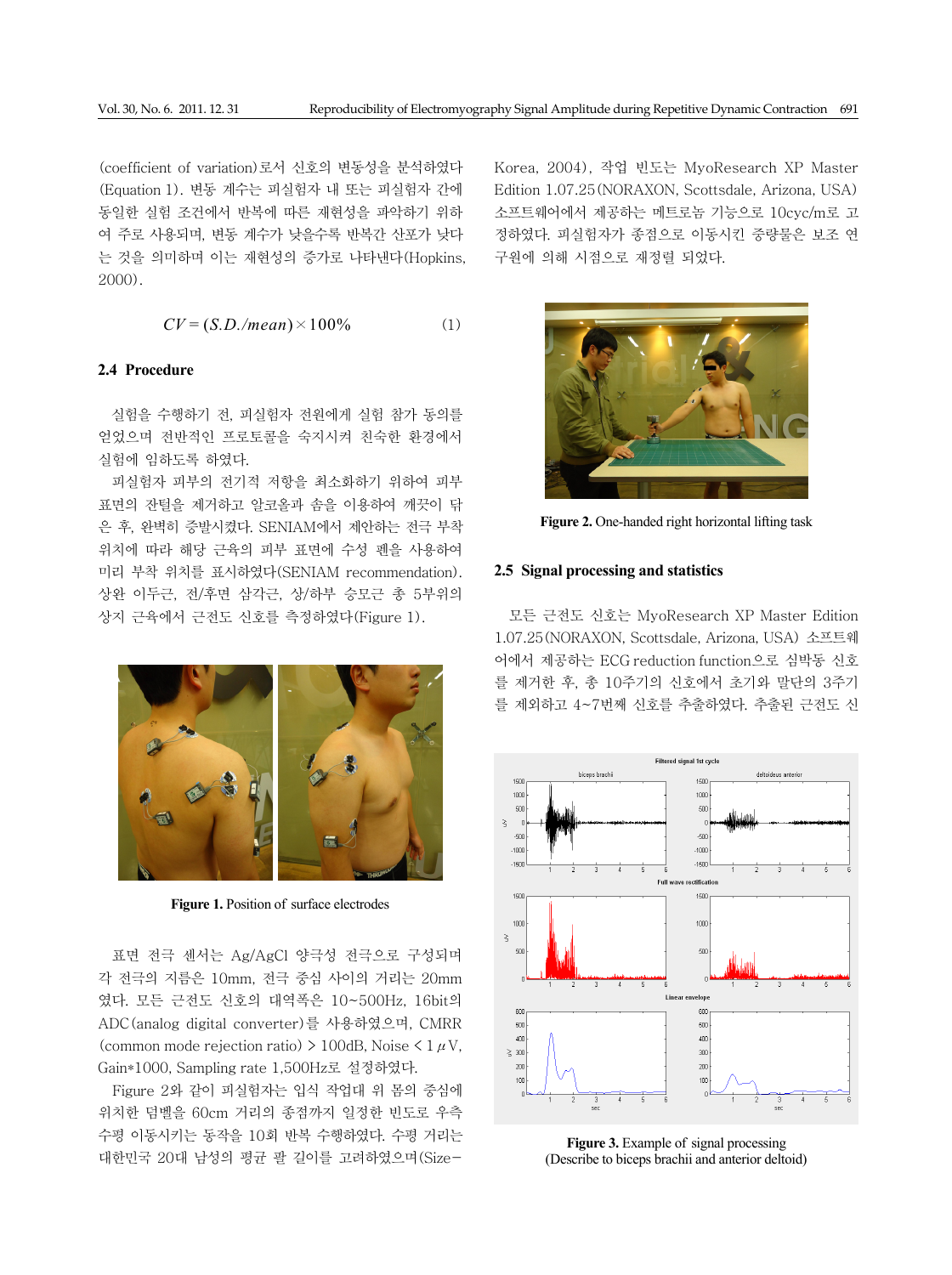(coefficient of variation)로서 신호의 변동성을 분석하였다(Equation 1). 변동 계수는 피실험자 내 또는 피실험자 간에 동일한 실험 조건에서 반복에 따른 재현성을 파악하기 위하여 주로 사용되며, 변동 계수가 낮을수록 반복간 산포가 낮다는 것을 의미하며 이는 재현성의 증가로 나타낸다(Hopkins, 2000).

$$CV = (S.D./mean) \times 100\% \tag{1}$$

### 2.4 Procedure

실험을 수행하기 전, 피실험자 전원에게 실험 참가 동의를 얻었으며 전반적인 프로토콜을 숙지시켜 친숙한 환경에서 실험에 임하도록 하였다.

피실험자 피부의 전기적 저항을 최소화하기 위하여 피부 표면의 잔털을 제거하고 알코올과 솜을 이용하여 깨끗이 닦은 후, 완벽히 증발시켰다. SENIAM에서 제안하는 전극 부착 위치에 따라 해당 근육의 피부 표면에 수성 펜을 사용하여 미리 부착 위치를 표시하였다(SENIAM recommendation). 상완 이두근, 전/후면 삼각근, 상/하부 승모근 총 5부위의 상지 근육에서 근전도 신호를 측정하였다(Figure 1).

**Figure 1.** Position of surface electrodes

표면 전극 센서는 Ag/AgCl 양극성 전극으로 구성되며 각 전극의 지름은 10mm, 전극 중심 사이의 거리는 20mm였다. 모든 근전도 신호의 대역폭은 10~500Hz, 16bit의 ADC(analog digital converter)를 사용하였으며, CMRR (common mode rejection ratio) > 100dB, Noise < 1 $\mu$V, Gain*1000, Sampling rate 1,500Hz로 설정하였다.

Figure 2와 같이 피실험자는 입식 작업대 위 몸의 중심에 위치한 덤벨을 60cm 거리의 종점까지 일정한 빈도로 우측 수평 이동시키는 동작을 10회 반복 수행하였다. 수평 거리는 대한민국 20대 남성의 평균 팔 길이를 고려하였으며(Size-Korea, 2004), 작업 빈도는 MyoResearch XP Master Edition 1.07.25(NORAXON, Scottsdale, Arizona, USA) 소프트웨어에서 제공하는 메트로놈 기능으로 10cyc/m로 고정하였다. 피실험자가 종점으로 이동시킨 중량물은 보조 연구원에 의해 시점으로 재정렬 되었다.

**Figure 2.** One-handed right horizontal lifting task

### 2.5 Signal processing and statistics

모든 근전도 신호는 MyoResearch XP Master Edition 1.07.25(NORAXON, Scottsdale, Arizona, USA) 소프트웨어에서 제공하는 ECG reduction function으로 심박동 신호를 제거한 후, 총 10주기의 신호에서 초기와 말단의 3주기를 제외하고 4~7번째 신호를 추출하였다. 추출된 근전도 신

**Figure 3.** Example of signal processing
(Describe to biceps brachii and anterior deltoid)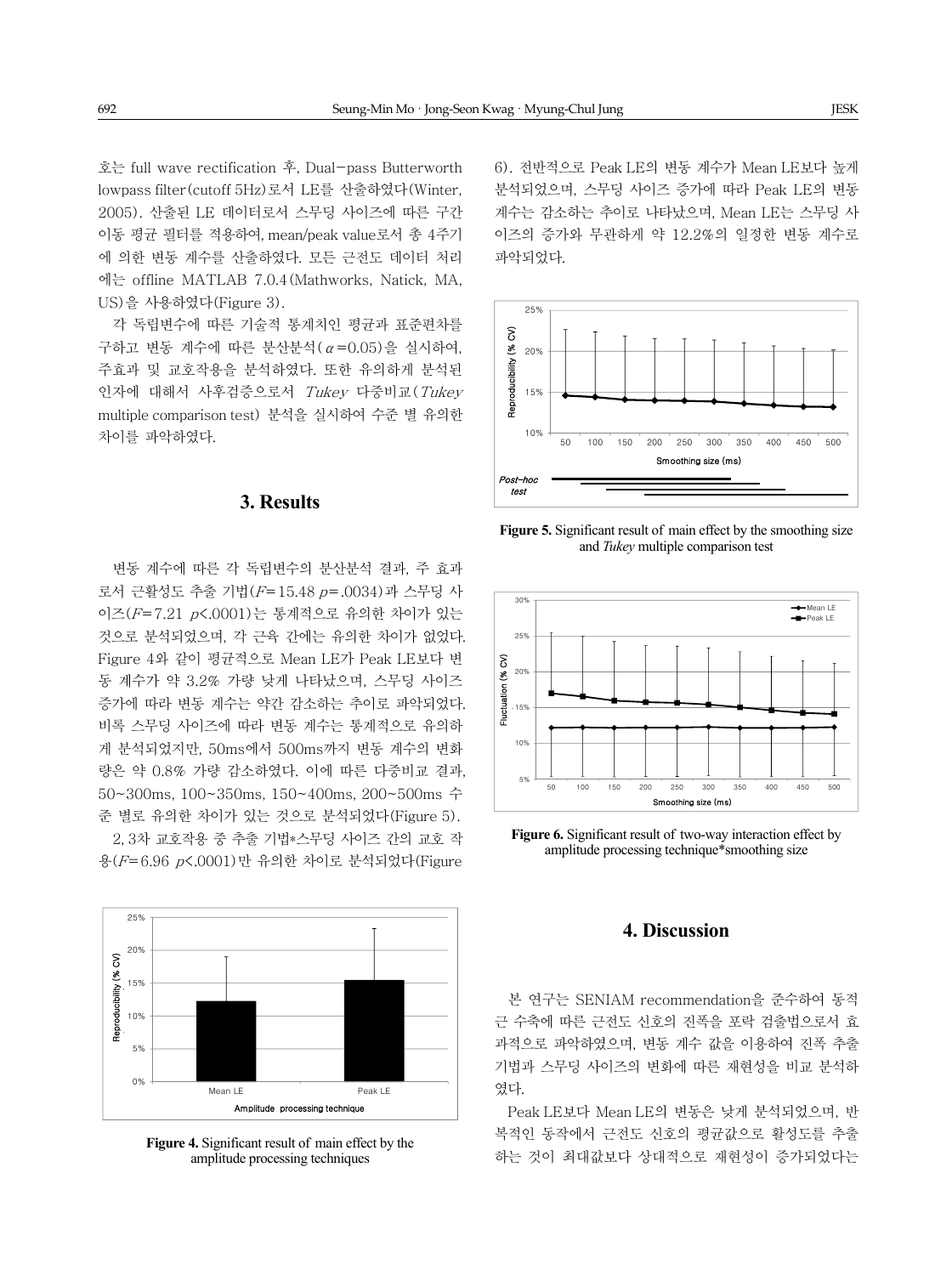호는 full wave rectification 후, Dual-pass Butterworth lowpass filter(cutoff 5Hz)로서 LE를 산출하였다(Winter, 2005). 산출된 LE 데이터로서 스무딩 사이즈에 따른 구간 이동 평균 필터를 적용하여, mean/peak value로서 총 4주기에 의한 변동 계수를 산출하였다. 모든 근전도 데이터 처리에는 offline MATLAB 7.0.4(Mathworks, Natick, MA, US)을 사용하였다(Figure 3).

각 독립변수에 따른 기술적 통계치인 평균과 표준편차를 구하고 변동 계수에 따른 분산분석($\alpha$=0.05)을 실시하여, 주효과 및 교호작용을 분석하였다. 또한 유의하게 분석된 인자에 대해서 사후검증으로서 *Tukey* 다중비교(*Tukey* multiple comparison test) 분석을 실시하여 수준 별 유의한 차이를 파악하였다.

# 3. Results

변동 계수에 따른 각 독립변수의 분산분석 결과, 주 효과로서 근활성도 추출 기법($F$=15.48 $p$=.0034)과 스무딩 사이즈($F$=7.21 $p$<.0001)는 통계적으로 유의한 차이가 있는 것으로 분석되었으며, 각 근육 간에는 유의한 차이가 없었다. Figure 4와 같이 평균적으로 Mean LE가 Peak LE보다 변동 계수가 약 3.2% 가량 낮게 나타났으며, 스무딩 사이즈 증가에 따라 변동 계수는 약간 감소하는 추이로 파악되었다. 비록 스무딩 사이즈에 따라 변동 계수는 통계적으로 유의하게 분석되었지만, 50ms에서 500ms까지 변동 계수의 변화량은 약 0.8% 가량 감소하였다. 이에 따른 다중비교 결과, 50~300ms, 100~350ms, 150~400ms, 200~500ms 수준 별로 유의한 차이가 있는 것으로 분석되었다(Figure 5).

2, 3차 교호작용 중 추출 기법*스무딩 사이즈 간의 교호 작용($F$=6.96 $p$<.0001)만 유의한 차이로 분석되었다(Figure 6). 전반적으로 Peak LE의 변동 계수가 Mean LE보다 높게 분석되었으며, 스무딩 사이즈 증가에 따라 Peak LE의 변동 계수는 감소하는 추이로 나타났으며, Mean LE는 스무딩 사이즈의 증가와 무관하게 약 12.2%의 일정한 변동 계수로 파악되었다.

**Figure 4.** Significant result of main effect by the amplitude processing techniques

**Figure 5.** Significant result of main effect by the smoothing size and *Tukey* multiple comparison test

**Figure 6.** Significant result of two-way interaction effect by amplitude processing technique*smoothing size

# 4. Discussion

본 연구는 SENIAM recommendation을 준수하여 동적 근 수축에 따른 근전도 신호의 진폭을 포락 검출법으로서 효과적으로 파악하였으며, 변동 계수 값을 이용하여 진폭 추출 기법과 스무딩 사이즈의 변화에 따른 재현성을 비교 분석하였다.

Peak LE보다 Mean LE의 변동은 낮게 분석되었으며, 반복적인 동작에서 근전도 신호의 평균값으로 활성도를 추출하는 것이 최대값보다 상대적으로 재현성이 증가되었다는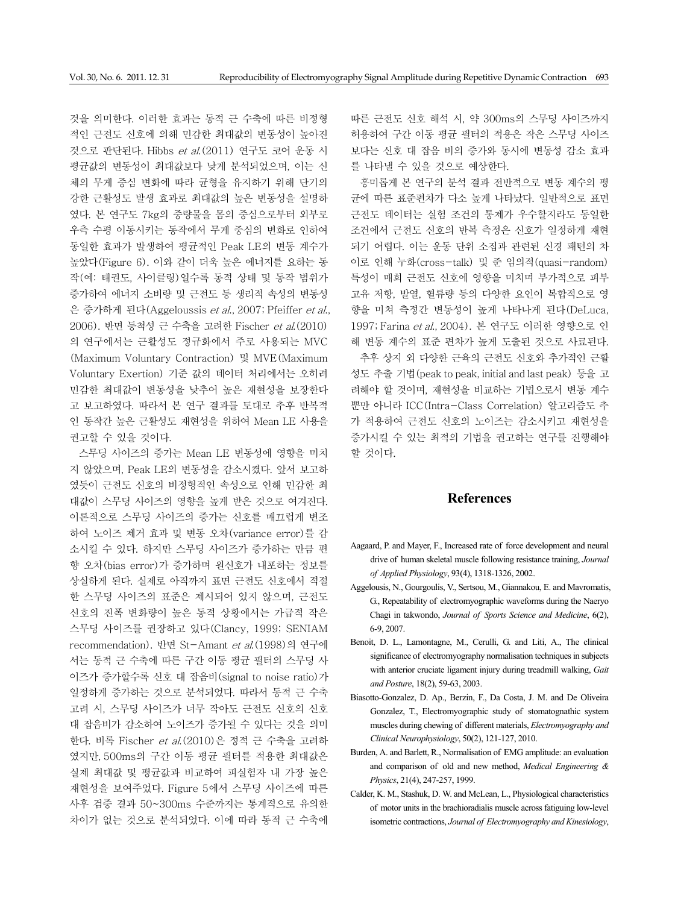것을 의미한다. 이러한 효과는 동적 근 수축에 따른 비정형적인 근전도 신호에 의해 민감한 최대값의 변동성이 높아진 것으로 판단된다. Hibbs *et al.*(2011) 연구도 코어 운동 시 평균값의 변동성이 최대값보다 낮게 분석되었으며, 이는 신체의 무게 중심 변화에 따라 균형을 유지하기 위해 단기의 강한 근활성도 발생 효과로 최대값의 높은 변동성을 설명하였다. 본 연구도 7kg의 중량물을 몸의 중심으로부터 외부로 우측 수평 이동시키는 동작에서 무게 중심의 변화로 인하여 동일한 효과가 발생하여 평균적인 Peak LE의 변동 계수가 높았다(Figure 6). 이와 같이 더욱 높은 에너지를 요하는 동작(예: 태권도, 사이클링)일수록 동적 상태 및 동작 범위가 증가하여 에너지 소비량 및 근전도 등 생리적 속성의 변동성은 증가하게 된다(Aggeloussis *et al.*, 2007; Pfeiffer *et al.*, 2006). 반면 등척성 근 수축을 고려한 Fischer *et al.*(2010)의 연구에서는 근활성도 정규화에서 주로 사용되는 MVC(Maximum Voluntary Contraction) 및 MVE(Maximum Voluntary Exertion) 기준 값의 데이터 처리에서는 오히려 민감한 최대값이 변동성을 낮추어 높은 재현성을 보장한다고 보고하였다. 따라서 본 연구 결과를 토대로 추후 반복적인 동작간 높은 근활성도 재현성을 위하여 Mean LE 사용을 권고할 수 있을 것이다.

스무딩 사이즈의 증가는 Mean LE 변동성에 영향을 미치지 않았으며, Peak LE의 변동성을 감소시켰다. 앞서 보고하였듯이 근전도 신호의 비정형적인 속성으로 인해 민감한 최대값이 스무딩 사이즈의 영향을 높게 받은 것으로 여겨진다. 이론적으로 스무딩 사이즈의 증가는 신호를 매끄럽게 변조하여 노이즈 제거 효과 및 변동 오차(variance error)를 감소시킬 수 있다. 하지만 스무딩 사이즈가 증가하는 만큼 편향 오차(bias error)가 증가하며 원신호가 내포하는 정보를 상실하게 된다. 실제로 아직까지 표면 근전도 신호에서 적절한 스무딩 사이즈의 표준은 제시되어 있지 않으며, 근전도 신호의 진폭 변화량이 높은 동적 상황에서는 가급적 작은 스무딩 사이즈를 권장하고 있다(Clancy, 1999; SENIAM recommendation). 반면 St-Amant *et al.*(1998)의 연구에서는 동적 근 수축에 따른 구간 이동 평균 필터의 스무딩 사이즈가 증가할수록 신호 대 잡음비(signal to noise ratio)가 일정하게 증가하는 것으로 분석되었다. 따라서 동적 근 수축 고려 시, 스무딩 사이즈가 너무 작아도 근전도 신호의 신호 대 잡음비가 감소하여 노이즈가 증가될 수 있다는 것을 의미한다. 비록 Fischer *et al.*(2010)은 정적 근 수축을 고려하였지만, 500ms의 구간 이동 평균 필터를 적용한 최대값은 실제 최대값 및 평균값과 비교하여 피실험자 내 가장 높은 재현성을 보여주었다. Figure 5에서 스무딩 사이즈에 따른 사후 검증 결과 50~300ms 수준까지는 통계적으로 유의한 차이가 없는 것으로 분석되었다. 이에 따라 동적 근 수축에 따른 근전도 신호 해석 시, 약 300ms의 스무딩 사이즈까지 허용하여 구간 이동 평균 필터의 적용은 작은 스무딩 사이즈보다는 신호 대 잡음 비의 증가와 동시에 변동성 감소 효과를 나타낼 수 있을 것으로 예상한다.

흥미롭게 본 연구의 분석 결과 전반적으로 변동 계수의 평균에 따른 표준편차가 다소 높게 나타났다. 일반적으로 표면 근전도 데이터는 실험 조건의 통제가 우수할지라도 동일한 조건에서 근전도 신호의 반복 측정은 신호가 일정하게 재현되기 어렵다. 이는 운동 단위 소집과 관련된 신경 패턴의 차이로 인해 누화(cross-talk) 및 준 임의적(quasi-random) 특성이 매회 근전도 신호에 영향을 미치며 부가적으로 피부 고유 저항, 발열, 혈류량 등의 다양한 요인이 복합적으로 영향을 미쳐 측정간 변동성이 높게 나타나게 된다(DeLuca, 1997; Farina *et al.*, 2004). 본 연구도 이러한 영향으로 인해 변동 계수의 표준 편차가 높게 도출된 것으로 사료된다.

추후 상지 외 다양한 근육의 근전도 신호와 추가적인 근활성도 추출 기법(peak to peak, initial and last peak) 등을 고려해야 할 것이며, 재현성을 비교하는 기법으로서 변동 계수뿐만 아니라 ICC(Intra-Class Correlation) 알고리즘도 추가 적용하여 근전도 신호의 노이즈는 감소시키고 재현성을 증가시킬 수 있는 최적의 기법을 권고하는 연구를 진행해야 할 것이다.

## References

Aagaard, P. and Mayer, F., Increased rate of force development and neural drive of human skeletal muscle following resistance training, *Journal of Applied Physiology*, 93(4), 1318-1326, 2002.

Aggelousis, N., Gourgoulis, V., Sertsou, M., Giannakou, E. and Mavromatis, G., Repeatability of electromyographic waveforms during the Naeryo Chagi in takwondo, *Journal of Sports Science and Medicine*, 6(2), 6-9, 2007.

Benoit, D. L., Lamontagne, M., Cerulli, G. and Liti, A., The clinical significance of electromyography normalisation techniques in subjects with anterior cruciate ligament injury during treadmill walking, *Gait and Posture*, 18(2), 59-63, 2003.

Biasotto-Gonzalez, D. Ap., Berzin, F., Da Costa, J. M. and De Oliveira Gonzalez, T., Electromyographic study of stomatognathic system muscles during chewing of different materials, *Electromyography and Clinical Neurophysiology*, 50(2), 121-127, 2010.

Burden, A. and Barlett, R., Normalisation of EMG amplitude: an evaluation and comparison of old and new method, *Medical Engineering & Physics*, 21(4), 247-257, 1999.

Calder, K. M., Stashuk, D. W. and McLean, L., Physiological characteristics of motor units in the brachioradialis muscle across fatiguing low-level isometric contractions, *Journal of Electromyography and Kinesiology*,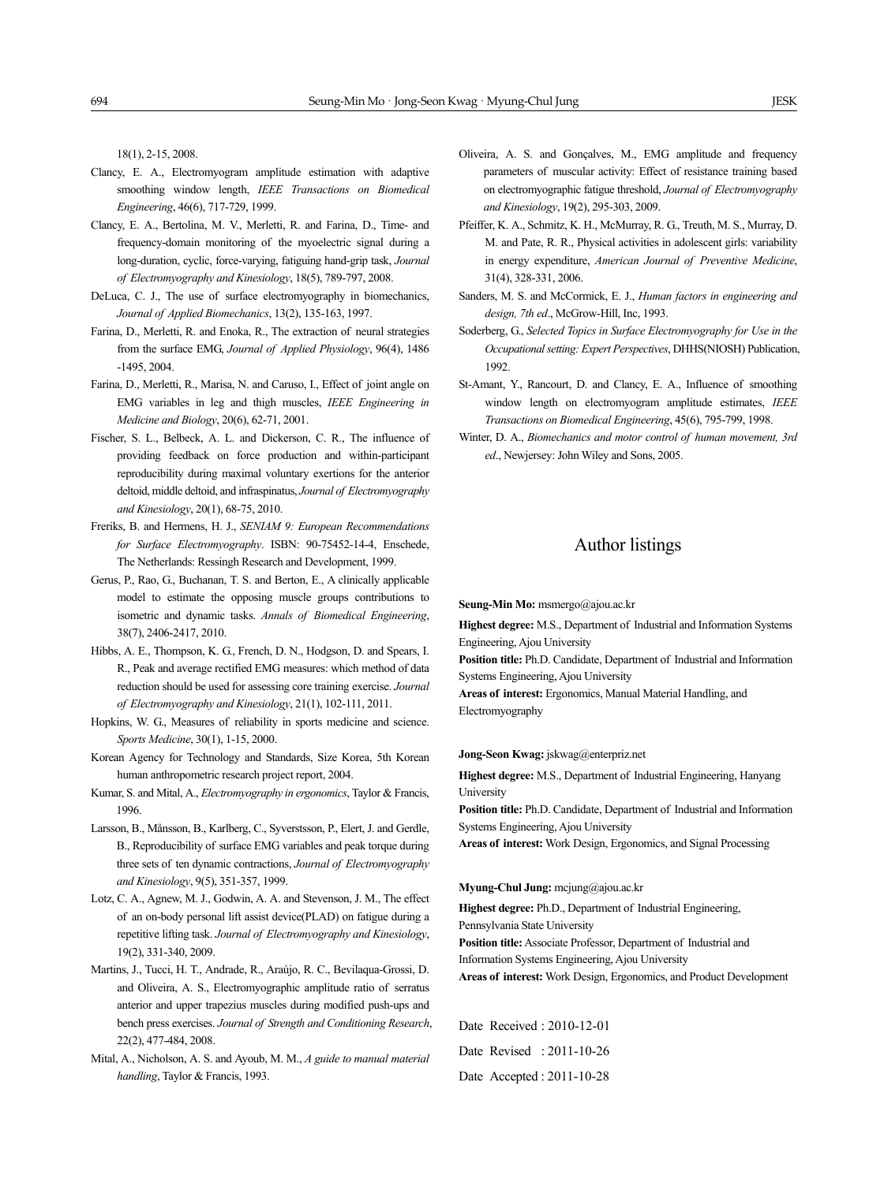18(1), 2-15, 2008.

Clancy, E. A., Electromyogram amplitude estimation with adaptive smoothing window length, *IEEE Transactions on Biomedical Engineering*, 46(6), 717-729, 1999.

Clancy, E. A., Bertolina, M. V., Merletti, R. and Farina, D., Time- and frequency-domain monitoring of the myoelectric signal during a long-duration, cyclic, force-varying, fatiguing hand-grip task, *Journal of Electromyography and Kinesiology*, 18(5), 789-797, 2008.

DeLuca, C. J., The use of surface electromyography in biomechanics, *Journal of Applied Biomechanics*, 13(2), 135-163, 1997.

Farina, D., Merletti, R. and Enoka, R., The extraction of neural strategies from the surface EMG, *Journal of Applied Physiology*, 96(4), 1486-1495, 2004.

Farina, D., Merletti, R., Marisa, N. and Caruso, I., Effect of joint angle on EMG variables in leg and thigh muscles, *IEEE Engineering in Medicine and Biology*, 20(6), 62-71, 2001.

Fischer, S. L., Belbeck, A. L. and Dickerson, C. R., The influence of providing feedback on force production and within-participant reproducibility during maximal voluntary exertions for the anterior deltoid, middle deltoid, and infraspinatus, *Journal of Electromyography and Kinesiology*, 20(1), 68-75, 2010.

Freriks, B. and Hermens, H. J., *SENIAM 9: European Recommendations for Surface Electromyography*. ISBN: 90-75452-14-4, Enschede, The Netherlands: Ressingh Research and Development, 1999.

Gerus, P., Rao, G., Buchanan, T. S. and Berton, E., A clinically applicable model to estimate the opposing muscle groups contributions to isometric and dynamic tasks. *Annals of Biomedical Engineering*, 38(7), 2406-2417, 2010.

Hibbs, A. E., Thompson, K. G., French, D. N., Hodgson, D. and Spears, I. R., Peak and average rectified EMG measures: which method of data reduction should be used for assessing core training exercise. *Journal of Electromyography and Kinesiology*, 21(1), 102-111, 2011.

Hopkins, W. G., Measures of reliability in sports medicine and science. *Sports Medicine*, 30(1), 1-15, 2000.

Korean Agency for Technology and Standards, Size Korea, 5th Korean human anthropometric research project report, 2004.

Kumar, S. and Mital, A., *Electromyography in ergonomics*, Taylor & Francis, 1996.

Larsson, B., Månsson, B., Karlberg, C., Syverstsson, P., Elert, J. and Gerdle, B., Reproducibility of surface EMG variables and peak torque during three sets of ten dynamic contractions, *Journal of Electromyography and Kinesiology*, 9(5), 351-357, 1999.

Lotz, C. A., Agnew, M. J., Godwin, A. A. and Stevenson, J. M., The effect of an on-body personal lift assist device(PLAD) on fatigue during a repetitive lifting task. *Journal of Electromyography and Kinesiology*, 19(2), 331-340, 2009.

Martins, J., Tucci, H. T., Andrade, R., Araújo, R. C., Bevilaqua-Grossi, D. and Oliveira, A. S., Electromyographic amplitude ratio of serratus anterior and upper trapezius muscles during modified push-ups and bench press exercises. *Journal of Strength and Conditioning Research*, 22(2), 477-484, 2008.

Mital, A., Nicholson, A. S. and Ayoub, M. M., *A guide to manual material handling*, Taylor & Francis, 1993.

Oliveira, A. S. and Gonçalves, M., EMG amplitude and frequency parameters of muscular activity: Effect of resistance training based on electromyographic fatigue threshold, *Journal of Electromyography and Kinesiology*, 19(2), 295-303, 2009.

Pfeiffer, K. A., Schmitz, K. H., McMurray, R. G., Treuth, M. S., Murray, D. M. and Pate, R. R., Physical activities in adolescent girls: variability in energy expenditure, *American Journal of Preventive Medicine*, 31(4), 328-331, 2006.

Sanders, M. S. and McCormick, E. J., *Human factors in engineering and design, 7th ed*., McGrow-Hill, Inc, 1993.

Soderberg, G., *Selected Topics in Surface Electromyography for Use in the Occupational setting: Expert Perspectives*, DHHS(NIOSH) Publication, 1992.

St-Amant, Y., Rancourt, D. and Clancy, E. A., Influence of smoothing window length on electromyogram amplitude estimates, *IEEE Transactions on Biomedical Engineering*, 45(6), 795-799, 1998.

Winter, D. A., *Biomechanics and motor control of human movement, 3rd ed*., Newjersey: John Wiley and Sons, 2005.

## Author listings

**Seung-Min Mo:** msmergo@ajou.ac.kr

**Highest degree:** M.S., Department of Industrial and Information Systems Engineering, Ajou University

**Position title:** Ph.D. Candidate, Department of Industrial and Information Systems Engineering, Ajou University

**Areas of interest:** Ergonomics, Manual Material Handling, and Electromyography

**Jong-Seon Kwag:** jskwag@enterpriz.net

**Highest degree:** M.S., Department of Industrial Engineering, Hanyang University

**Position title:** Ph.D. Candidate, Department of Industrial and Information Systems Engineering, Ajou University

**Areas of interest:** Work Design, Ergonomics, and Signal Processing

**Myung-Chul Jung:** mcjung@ajou.ac.kr

**Highest degree:** Ph.D., Department of Industrial Engineering, Pennsylvania State University

**Position title:** Associate Professor, Department of Industrial and Information Systems Engineering, Ajou University

**Areas of interest:** Work Design, Ergonomics, and Product Development

Date Received : 2010-12-01

Date Revised : 2011-10-26

Date Accepted : 2011-10-28